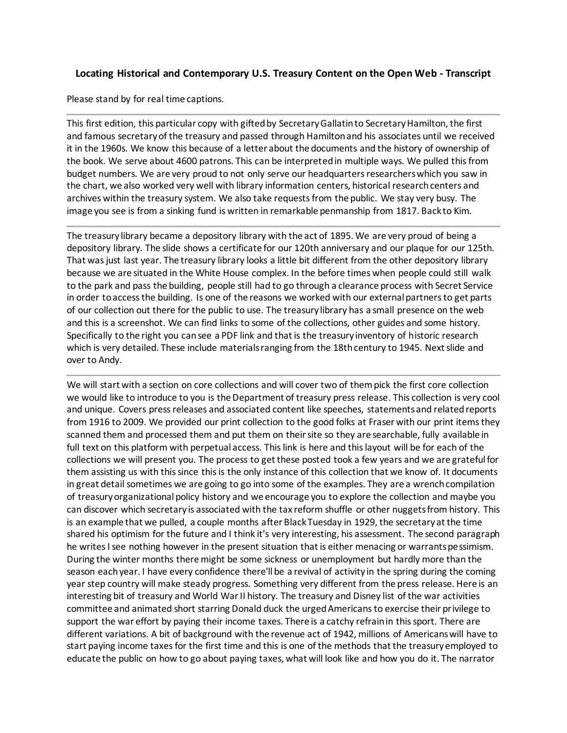**Locating Historical and Contemporary U.S. Treasury Content on the Open Web - Transcript**

Please stand by for real time captions.

---

This first edition, this particular copy with gifted by Secretary Gallatin to Secretary Hamilton, the first and famous secretary of the treasury and passed through Hamilton and his associates until we received it in the 1960s. We know this because of a letter about the documents and the history of ownership of the book. We serve about 4600 patrons. This can be interpreted in multiple ways. We pulled this from budget numbers. We are very proud to not only serve our headquarters researchers which you saw in the chart, we also worked very well with library information centers, historical research centers and archives within the treasury system. We also take requests from the public. We stay very busy. The image you see is from a sinking fund is written in remarkable penmanship from 1817. Back to Kim.

---

The treasury library became a depository library with the act of 1895. We are very proud of being a depository library. The slide shows a certificate for our 120th anniversary and our plaque for our 125th. That was just last year. The treasury library looks a little bit different from the other depository library because we are situated in the White House complex. In the before times when people could still walk to the park and pass the building, people still had to go through a clearance process with Secret Service in order to access the building. Is one of the reasons we worked with our external partners to get parts of our collection out there for the public to use. The treasury library has a small presence on the web and this is a screenshot. We can find links to some of the collections, other guides and some history. Specifically to the right you can see a PDF link and that is the treasury inventory of historic research which is very detailed. These include materials ranging from the 18th century to 1945. Next slide and over to Andy.

---

We will start with a section on core collections and will cover two of them pick the first core collection we would like to introduce to you is the Department of treasury press release. This collection is very cool and unique. Covers press releases and associated content like speeches, statements and related reports from 1916 to 2009. We provided our print collection to the good folks at Fraser with our print items they scanned them and processed them and put them on their site so they are searchable, fully available in full text on this platform with perpetual access. This link is here and this layout will be for each of the collections we will present you. The process to get these posted took a few years and we are grateful for them assisting us with this since this is the only instance of this collection that we know of. It documents in great detail sometimes we are going to go into some of the examples. They are a wrench compilation of treasury organizational policy history and we encourage you to explore the collection and maybe you can discover which secretary is associated with the tax reform shuffle or other nuggets from history. This is an example that we pulled, a couple months after Black Tuesday in 1929, the secretary at the time shared his optimism for the future and I think it's very interesting, his assessment. The second paragraph he writes I see nothing however in the present situation that is either menacing or warrants pessimism. During the winter months there might be some sickness or unemployment but hardly more than the season each year. I have every confidence there'll be a revival of activity in the spring during the coming year step country will make steady progress. Something very different from the press release. Here is an interesting bit of treasury and World War II history. The treasury and Disney list of the war activities committee and animated short starring Donald duck the urged Americans to exercise their privilege to support the war effort by paying their income taxes. There is a catchy refrain in this sport. There are different variations. A bit of background with the revenue act of 1942, millions of Americans will have to start paying income taxes for the first time and this is one of the methods that the treasury employed to educate the public on how to go about paying taxes, what will look like and how you do it. The narrator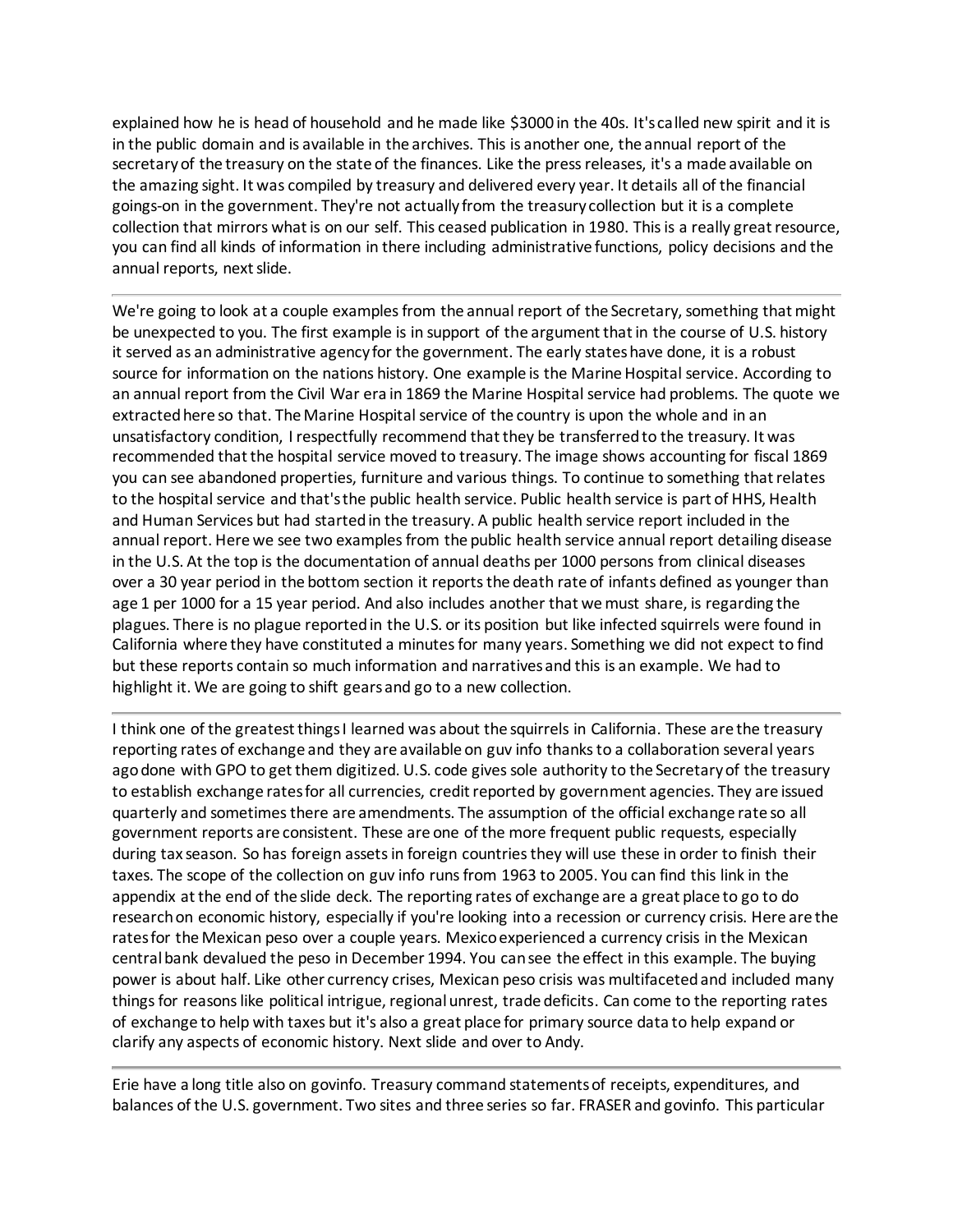explained how he is head of household and he made like $3000 in the 40s. It's called new spirit and it is in the public domain and is available in the archives. This is another one, the annual report of the secretary of the treasury on the state of the finances. Like the press releases, it's a made available on the amazing sight. It was compiled by treasury and delivered every year. It details all of the financial goings-on in the government. They're not actually from the treasury collection but it is a complete collection that mirrors what is on our self. This ceased publication in 1980. This is a really great resource, you can find all kinds of information in there including administrative functions, policy decisions and the annual reports, next slide.

---

We're going to look at a couple examples from the annual report of the Secretary, something that might be unexpected to you. The first example is in support of the argument that in the course of U.S. history it served as an administrative agency for the government. The early states have done, it is a robust source for information on the nations history. One example is the Marine Hospital service. According to an annual report from the Civil War era in 1869 the Marine Hospital service had problems. The quote we extracted here so that. The Marine Hospital service of the country is upon the whole and in an unsatisfactory condition, I respectfully recommend that they be transferred to the treasury. It was recommended that the hospital service moved to treasury. The image shows accounting for fiscal 1869 you can see abandoned properties, furniture and various things. To continue to something that relates to the hospital service and that's the public health service. Public health service is part of HHS, Health and Human Services but had started in the treasury. A public health service report included in the annual report. Here we see two examples from the public health service annual report detailing disease in the U.S. At the top is the documentation of annual deaths per 1000 persons from clinical diseases over a 30 year period in the bottom section it reports the death rate of infants defined as younger than age 1 per 1000 for a 15 year period. And also includes another that we must share, is regarding the plagues. There is no plague reported in the U.S. or its position but like infected squirrels were found in California where they have constituted a minutes for many years. Something we did not expect to find but these reports contain so much information and narratives and this is an example. We had to highlight it. We are going to shift gears and go to a new collection.

---

I think one of the greatest things I learned was about the squirrels in California. These are the treasury reporting rates of exchange and they are available on guv info thanks to a collaboration several years ago done with GPO to get them digitized. U.S. code gives sole authority to the Secretary of the treasury to establish exchange rates for all currencies, credit reported by government agencies. They are issued quarterly and sometimes there are amendments. The assumption of the official exchange rate so all government reports are consistent. These are one of the more frequent public requests, especially during tax season. So has foreign assets in foreign countries they will use these in order to finish their taxes. The scope of the collection on guv info runs from 1963 to 2005. You can find this link in the appendix at the end of the slide deck. The reporting rates of exchange are a great place to go to do research on economic history, especially if you're looking into a recession or currency crisis. Here are the rates for the Mexican peso over a couple years. Mexico experienced a currency crisis in the Mexican central bank devalued the peso in December 1994. You can see the effect in this example. The buying power is about half. Like other currency crises, Mexican peso crisis was multifaceted and included many things for reasons like political intrigue, regional unrest, trade deficits. Can come to the reporting rates of exchange to help with taxes but it's also a great place for primary source data to help expand or clarify any aspects of economic history. Next slide and over to Andy.

---

Erie have a long title also on govinfo. Treasury command statements of receipts, expenditures, and balances of the U.S. government. Two sites and three series so far. FRASER and govinfo. This particular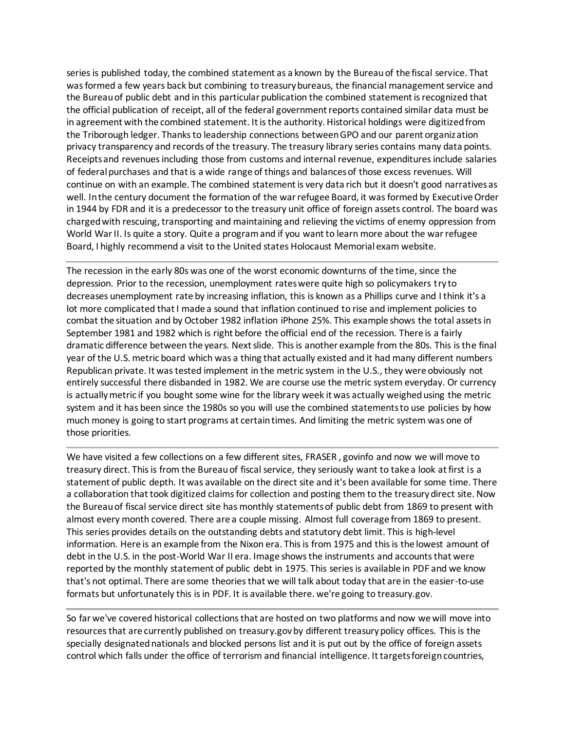series is published today, the combined statement as a known by the Bureau of the fiscal service. That was formed a few years back but combining to treasury bureaus, the financial management service and the Bureau of public debt and in this particular publication the combined statement is recognized that the official publication of receipt, all of the federal government reports contained similar data must be in agreement with the combined statement. It is the authority. Historical holdings were digitized from the Triborough ledger. Thanks to leadership connections between GPO and our parent organization privacy transparency and records of the treasury. The treasury library series contains many data points. Receipts and revenues including those from customs and internal revenue, expenditures include salaries of federal purchases and that is a wide range of things and balances of those excess revenues. Will continue on with an example. The combined statement is very data rich but it doesn't good narratives as well. In the century document the formation of the war refugee Board, it was formed by Executive Order in 1944 by FDR and it is a predecessor to the treasury unit office of foreign assets control. The board was charged with rescuing, transporting and maintaining and relieving the victims of enemy oppression from World War II. Is quite a story. Quite a program and if you want to learn more about the war refugee Board, I highly recommend a visit to the United states Holocaust Memorial exam website.

---

The recession in the early 80s was one of the worst economic downturns of the time, since the depression. Prior to the recession, unemployment rates were quite high so policymakers try to decreases unemployment rate by increasing inflation, this is known as a Phillips curve and I think it's a lot more complicated that I made a sound that inflation continued to rise and implement policies to combat the situation and by October 1982 inflation iPhone 25%. This example shows the total assets in September 1981 and 1982 which is right before the official end of the recession. There is a fairly dramatic difference between the years. Next slide. This is another example from the 80s. This is the final year of the U.S. metric board which was a thing that actually existed and it had many different numbers Republican private. It was tested implement in the metric system in the U.S., they were obviously not entirely successful there disbanded in 1982. We are course use the metric system everyday. Or currency is actually metric if you bought some wine for the library week it was actually weighed using the metric system and it has been since the 1980s so you will use the combined statements to use policies by how much money is going to start programs at certain times. And limiting the metric system was one of those priorities.

---

We have visited a few collections on a few different sites, FRASER , govinfo and now we will move to treasury direct. This is from the Bureau of fiscal service, they seriously want to take a look at first is a statement of public depth. It was available on the direct site and it's been available for some time. There a collaboration that took digitized claims for collection and posting them to the treasury direct site. Now the Bureau of fiscal service direct site has monthly statements of public debt from 1869 to present with almost every month covered. There are a couple missing. Almost full coverage from 1869 to present. This series provides details on the outstanding debts and statutory debt limit. This is high-level information. Here is an example from the Nixon era. This is from 1975 and this is the lowest amount of debt in the U.S. in the post-World War II era. Image shows the instruments and accounts that were reported by the monthly statement of public debt in 1975. This series is available in PDF and we know that's not optimal. There are some theories that we will talk about today that are in the easier-to-use formats but unfortunately this is in PDF. It is available there. we're going to treasury.gov.

---

So far we've covered historical collections that are hosted on two platforms and now we will move into resources that are currently published on treasury.gov by different treasury policy offices. This is the specially designated nationals and blocked persons list and it is put out by the office of foreign assets control which falls under the office of terrorism and financial intelligence. It targets foreign countries,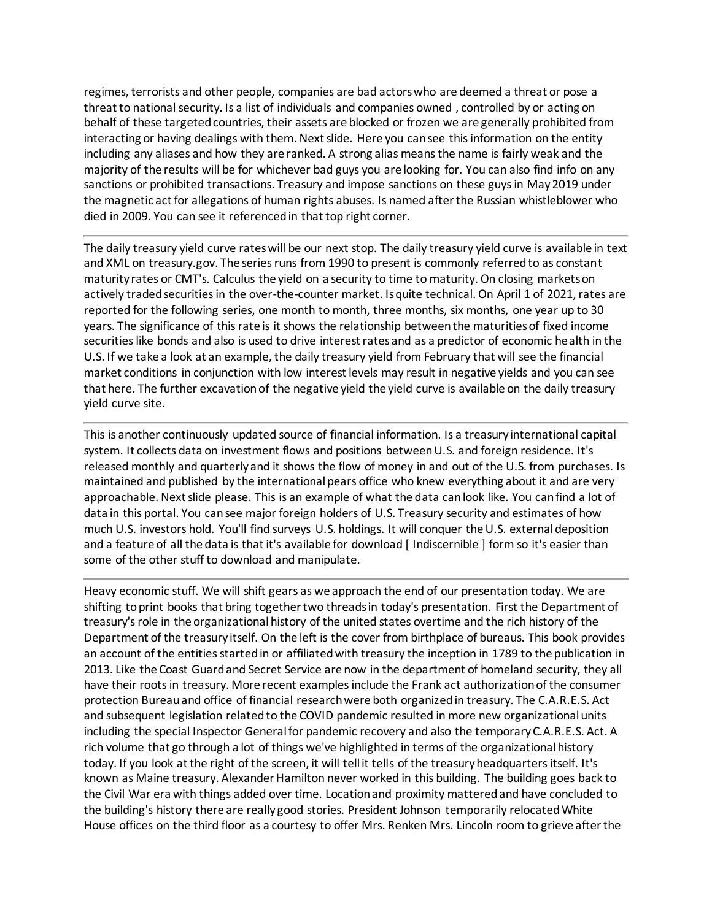regimes, terrorists and other people, companies are bad actors who are deemed a threat or pose a threat to national security. Is a list of individuals and companies owned , controlled by or acting on behalf of these targeted countries, their assets are blocked or frozen we are generally prohibited from interacting or having dealings with them. Next slide. Here you can see this information on the entity including any aliases and how they are ranked. A strong alias means the name is fairly weak and the majority of the results will be for whichever bad guys you are looking for. You can also find info on any sanctions or prohibited transactions. Treasury and impose sanctions on these guys in May 2019 under the magnetic act for allegations of human rights abuses. Is named after the Russian whistleblower who died in 2009. You can see it referenced in that top right corner.

---

The daily treasury yield curve rates will be our next stop. The daily treasury yield curve is available in text and XML on treasury.gov. The series runs from 1990 to present is commonly referred to as constant maturity rates or CMT's. Calculus the yield on a security to time to maturity. On closing markets on actively traded securities in the over-the-counter market. Is quite technical. On April 1 of 2021, rates are reported for the following series, one month to month, three months, six months, one year up to 30 years. The significance of this rate is it shows the relationship between the maturities of fixed income securities like bonds and also is used to drive interest rates and as a predictor of economic health in the U.S. If we take a look at an example, the daily treasury yield from February that will see the financial market conditions in conjunction with low interest levels may result in negative yields and you can see that here. The further excavation of the negative yield the yield curve is available on the daily treasury yield curve site.

---

This is another continuously updated source of financial information. Is a treasury international capital system. It collects data on investment flows and positions between U.S. and foreign residence. It's released monthly and quarterly and it shows the flow of money in and out of the U.S. from purchases. Is maintained and published by the international pears office who knew everything about it and are very approachable. Next slide please. This is an example of what the data can look like. You can find a lot of data in this portal. You can see major foreign holders of U.S. Treasury security and estimates of how much U.S. investors hold. You'll find surveys U.S. holdings. It will conquer the U.S. external deposition and a feature of all the data is that it's available for download [ Indiscernible ] form so it's easier than some of the other stuff to download and manipulate.

---

Heavy economic stuff. We will shift gears as we approach the end of our presentation today. We are shifting to print books that bring together two threads in today's presentation. First the Department of treasury's role in the organizational history of the united states overtime and the rich history of the Department of the treasury itself. On the left is the cover from birthplace of bureaus. This book provides an account of the entities started in or affiliated with treasury the inception in 1789 to the publication in 2013. Like the Coast Guard and Secret Service are now in the department of homeland security, they all have their roots in treasury. More recent examples include the Frank act authorization of the consumer protection Bureau and office of financial research were both organized in treasury. The C.A.R.E.S. Act and subsequent legislation related to the COVID pandemic resulted in more new organizational units including the special Inspector General for pandemic recovery and also the temporary C.A.R.E.S. Act. A rich volume that go through a lot of things we've highlighted in terms of the organizational history today. If you look at the right of the screen, it will tell it tells of the treasury headquarters itself. It's known as Maine treasury. Alexander Hamilton never worked in this building. The building goes back to the Civil War era with things added over time. Location and proximity mattered and have concluded to the building's history there are really good stories. President Johnson temporarily relocated White House offices on the third floor as a courtesy to offer Mrs. Renken Mrs. Lincoln room to grieve after the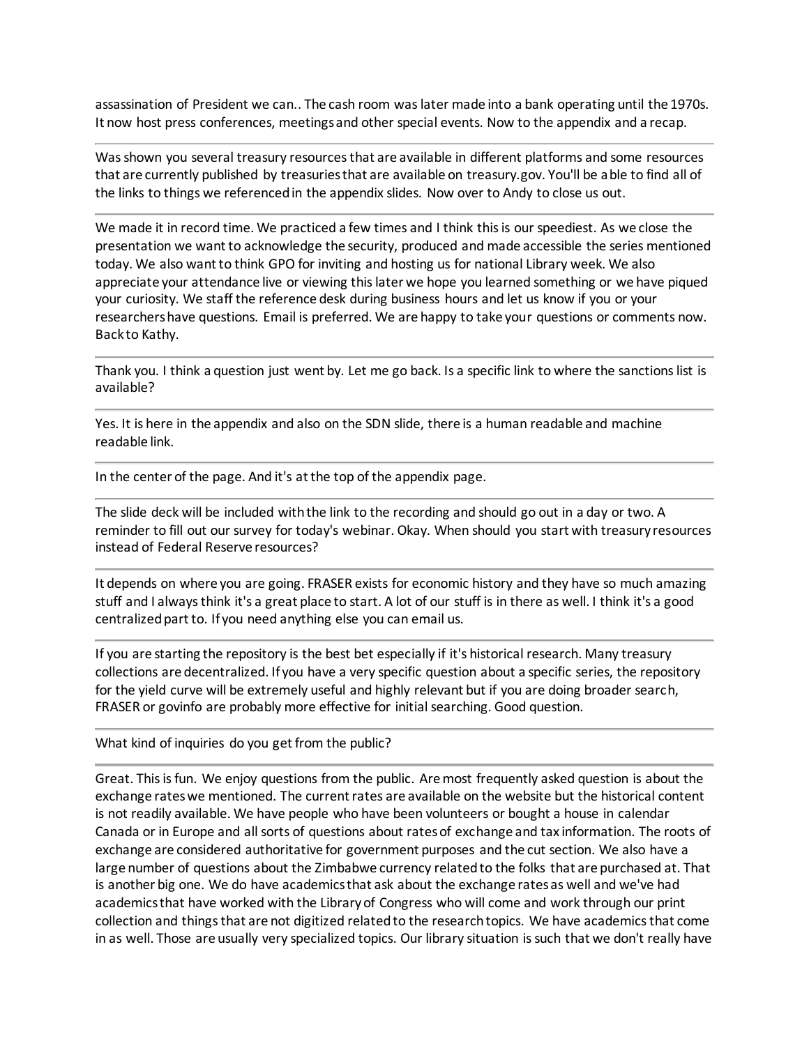assassination of President we can.. The cash room was later made into a bank operating until the 1970s. It now host press conferences, meetings and other special events. Now to the appendix and a recap.

---

Was shown you several treasury resources that are available in different platforms and some resources that are currently published by treasuries that are available on treasury.gov. You'll be able to find all of the links to things we referenced in the appendix slides. Now over to Andy to close us out.

---

We made it in record time. We practiced a few times and I think this is our speediest. As we close the presentation we want to acknowledge the security, produced and made accessible the series mentioned today. We also want to think GPO for inviting and hosting us for national Library week. We also appreciate your attendance live or viewing this later we hope you learned something or we have piqued your curiosity. We staff the reference desk during business hours and let us know if you or your researchers have questions. Email is preferred. We are happy to take your questions or comments now. Back to Kathy.

---

Thank you. I think a question just went by. Let me go back. Is a specific link to where the sanctions list is available?

---

Yes. It is here in the appendix and also on the SDN slide, there is a human readable and machine readable link.

---

In the center of the page. And it's at the top of the appendix page.

---

The slide deck will be included with the link to the recording and should go out in a day or two. A reminder to fill out our survey for today's webinar. Okay. When should you start with treasury resources instead of Federal Reserve resources?

---

It depends on where you are going. FRASER exists for economic history and they have so much amazing stuff and I always think it's a great place to start. A lot of our stuff is in there as well. I think it's a good centralized part to. If you need anything else you can email us.

---

If you are starting the repository is the best bet especially if it's historical research. Many treasury collections are decentralized. If you have a very specific question about a specific series, the repository for the yield curve will be extremely useful and highly relevant but if you are doing broader search, FRASER or govinfo are probably more effective for initial searching. Good question.

---

What kind of inquiries do you get from the public?

---

Great. This is fun. We enjoy questions from the public. Are most frequently asked question is about the exchange rates we mentioned. The current rates are available on the website but the historical content is not readily available. We have people who have been volunteers or bought a house in calendar Canada or in Europe and all sorts of questions about rates of exchange and tax information. The roots of exchange are considered authoritative for government purposes and the cut section. We also have a large number of questions about the Zimbabwe currency related to the folks that are purchased at. That is another big one. We do have academics that ask about the exchange rates as well and we've had academics that have worked with the Library of Congress who will come and work through our print collection and things that are not digitized related to the research topics. We have academics that come in as well. Those are usually very specialized topics. Our library situation is such that we don't really have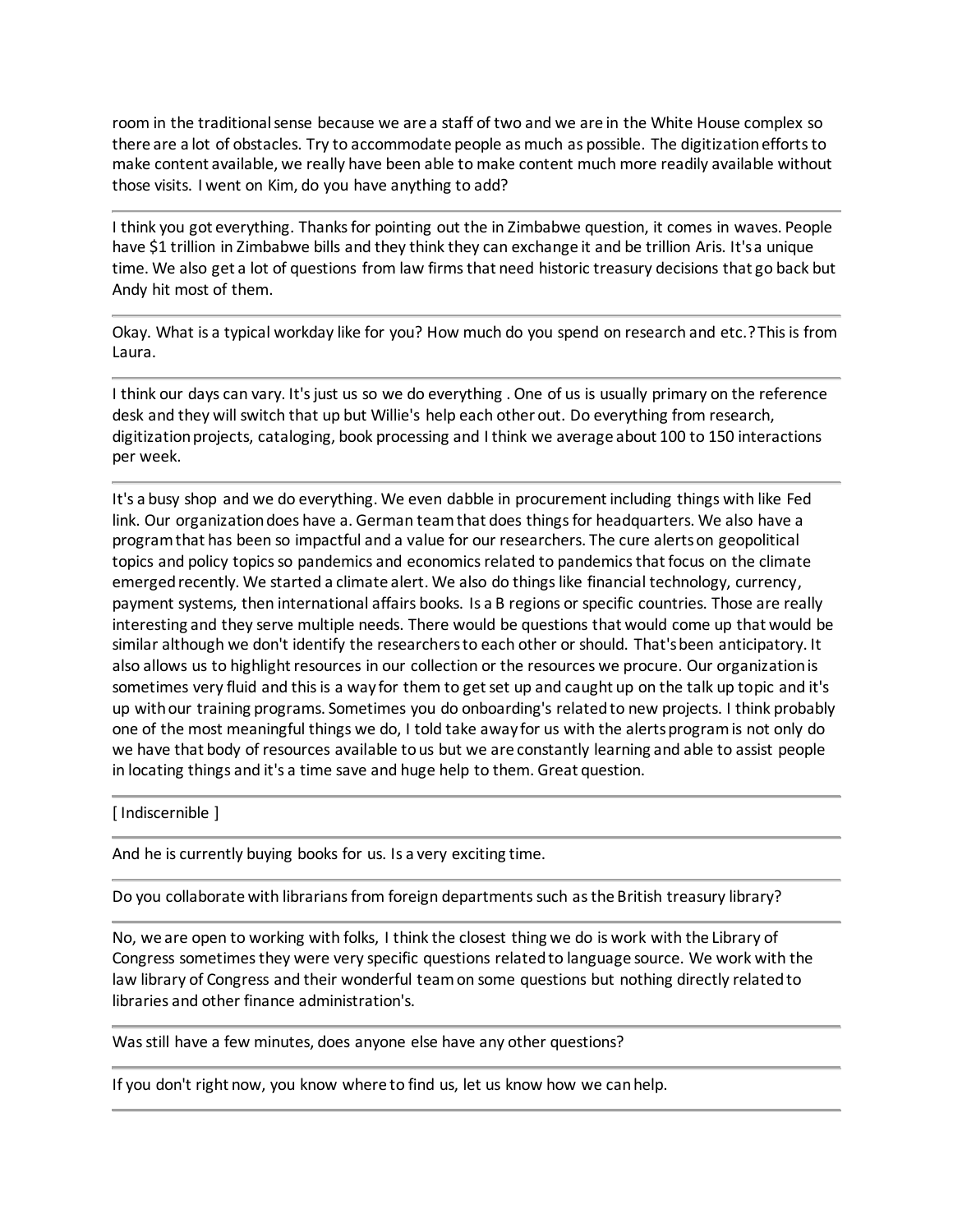room in the traditional sense because we are a staff of two and we are in the White House complex so there are a lot of obstacles. Try to accommodate people as much as possible. The digitization efforts to make content available, we really have been able to make content much more readily available without those visits. I went on Kim, do you have anything to add?

---

I think you got everything. Thanks for pointing out the in Zimbabwe question, it comes in waves. People have $1 trillion in Zimbabwe bills and they think they can exchange it and be trillion Aris. It's a unique time. We also get a lot of questions from law firms that need historic treasury decisions that go back but Andy hit most of them.

---

Okay. What is a typical workday like for you? How much do you spend on research and etc.? This is from Laura.

---

I think our days can vary. It's just us so we do everything . One of us is usually primary on the reference desk and they will switch that up but Willie's help each other out. Do everything from research, digitization projects, cataloging, book processing and I think we average about 100 to 150 interactions per week.

---

It's a busy shop and we do everything. We even dabble in procurement including things with like Fed link. Our organization does have a. German team that does things for headquarters. We also have a program that has been so impactful and a value for our researchers. The cure alerts on geopolitical topics and policy topics so pandemics and economics related to pandemics that focus on the climate emerged recently. We started a climate alert. We also do things like financial technology, currency, payment systems, then international affairs books. Is a B regions or specific countries. Those are really interesting and they serve multiple needs. There would be questions that would come up that would be similar although we don't identify the researchers to each other or should. That's been anticipatory. It also allows us to highlight resources in our collection or the resources we procure. Our organization is sometimes very fluid and this is a way for them to get set up and caught up on the talk up topic and it's up with our training programs. Sometimes you do onboarding's related to new projects. I think probably one of the most meaningful things we do, I told take away for us with the alerts program is not only do we have that body of resources available to us but we are constantly learning and able to assist people in locating things and it's a time save and huge help to them. Great question.

---

[ Indiscernible ]

---

And he is currently buying books for us. Is a very exciting time.

---

Do you collaborate with librarians from foreign departments such as the British treasury library?

---

No, we are open to working with folks, I think the closest thing we do is work with the Library of Congress sometimes they were very specific questions related to language source. We work with the law library of Congress and their wonderful team on some questions but nothing directly related to libraries and other finance administration's.

---

Was still have a few minutes, does anyone else have any other questions?

---

If you don't right now, you know where to find us, let us know how we can help.

---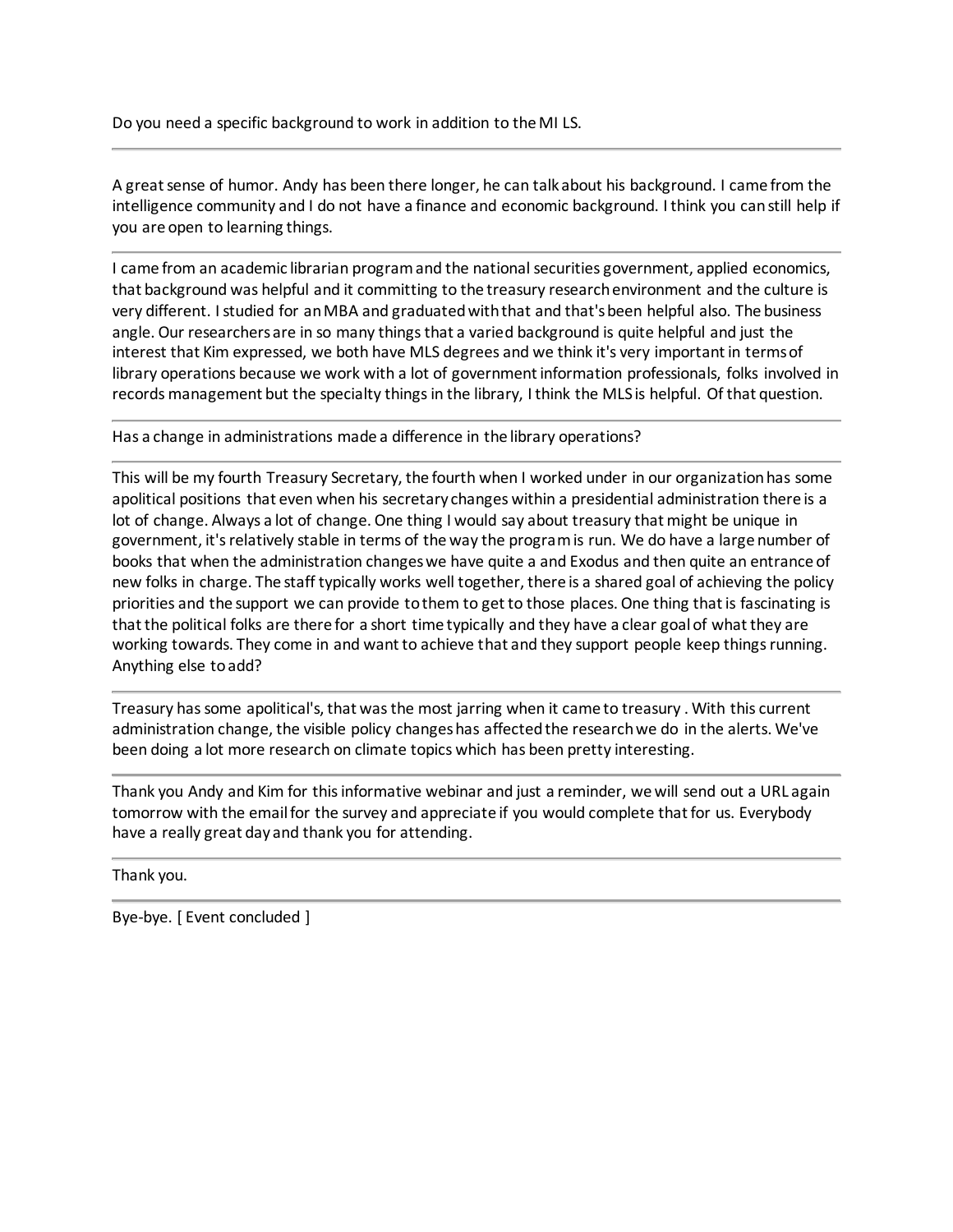Do you need a specific background to work in addition to the MI LS.

---

A great sense of humor. Andy has been there longer, he can talk about his background. I came from the intelligence community and I do not have a finance and economic background. I think you can still help if you are open to learning things.

---

I came from an academic librarian program and the national securities government, applied economics, that background was helpful and it committing to the treasury research environment and the culture is very different. I studied for an MBA and graduated with that and that's been helpful also. The business angle. Our researchers are in so many things that a varied background is quite helpful and just the interest that Kim expressed, we both have MLS degrees and we think it's very important in terms of library operations because we work with a lot of government information professionals, folks involved in records management but the specialty things in the library, I think the MLS is helpful. Of that question.

---

Has a change in administrations made a difference in the library operations?

---

This will be my fourth Treasury Secretary, the fourth when I worked under in our organization has some apolitical positions that even when his secretary changes within a presidential administration there is a lot of change. Always a lot of change. One thing I would say about treasury that might be unique in government, it's relatively stable in terms of the way the program is run. We do have a large number of books that when the administration changes we have quite a and Exodus and then quite an entrance of new folks in charge. The staff typically works well together, there is a shared goal of achieving the policy priorities and the support we can provide to them to get to those places. One thing that is fascinating is that the political folks are there for a short time typically and they have a clear goal of what they are working towards. They come in and want to achieve that and they support people keep things running. Anything else to add?

---

Treasury has some apolitical's, that was the most jarring when it came to treasury . With this current administration change, the visible policy changes has affected the research we do in the alerts. We've been doing a lot more research on climate topics which has been pretty interesting.

---

Thank you Andy and Kim for this informative webinar and just a reminder, we will send out a URL again tomorrow with the email for the survey and appreciate if you would complete that for us. Everybody have a really great day and thank you for attending.

---

Thank you.

---

Bye-bye. [ Event concluded ]